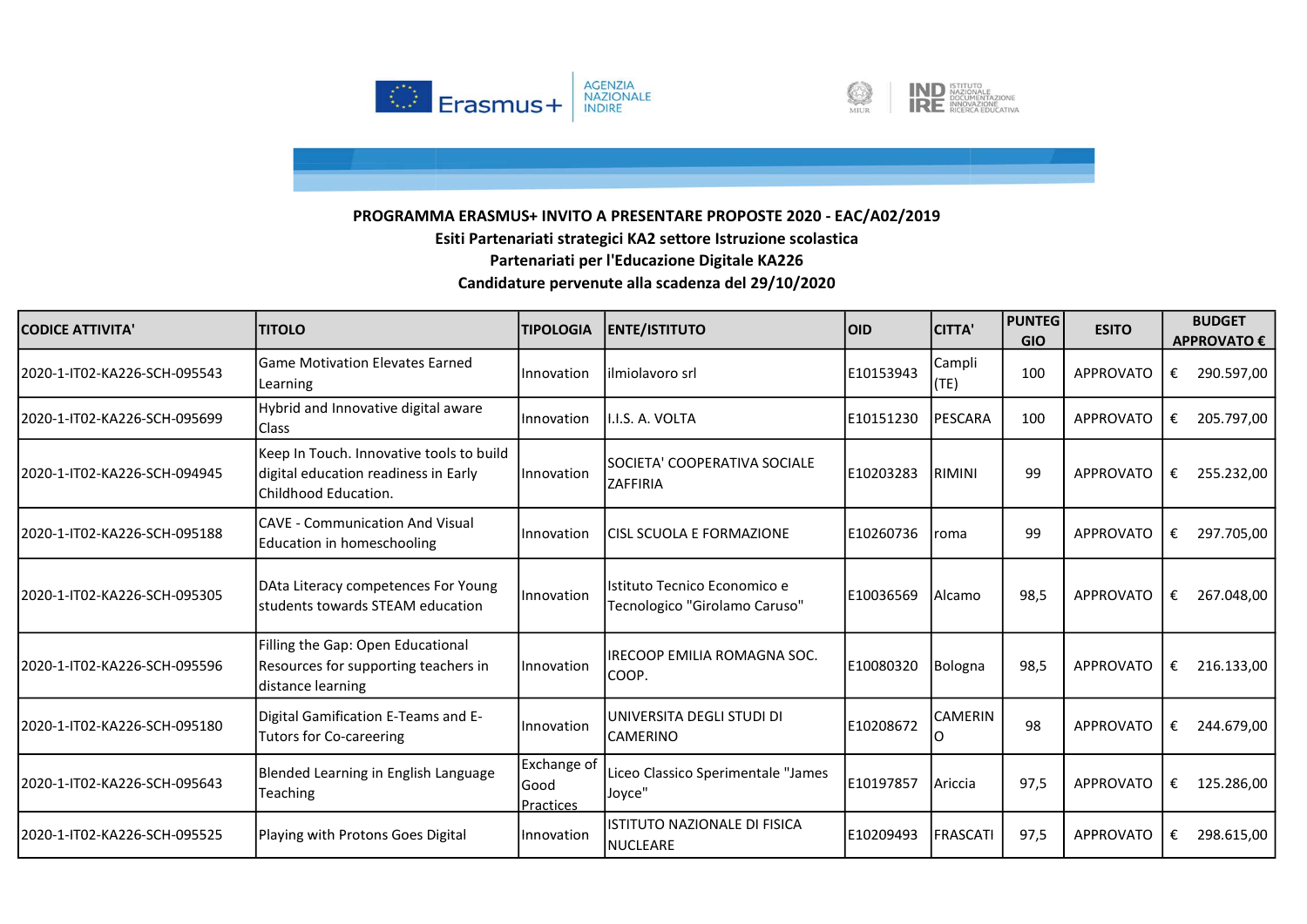**PROGRAMMA ERASMUS+ INVITO A PRESENTARE PROPOSTE 2020 - EAC/A02/2019**

**Esiti Partenariati strategici KA2 settore Istruzione scolastica**

**Partenariati per l'Educazione Digitale KA226**

**Candidature pervenute alla scadenza del 29/10/2020**

| CODICE ATTIVITA' | TITOLO | TIPOLOGIA | ENTE/ISTITUTO | OID | CITTA' | PUNTEGGIO | ESITO | BUDGET APPROVATO € |
|---|---|---|---|---|---|---|---|---|
| 2020-1-IT02-KA226-SCH-095543 | Game Motivation Elevates Earned Learning | Innovation | ilmiolavoro srl | E10153943 | Campli (TE) | 100 | APPROVATO | € 290.597,00 |
| 2020-1-IT02-KA226-SCH-095699 | Hybrid and Innovative digital aware Class | Innovation | I.I.S. A. VOLTA | E10151230 | PESCARA | 100 | APPROVATO | € 205.797,00 |
| 2020-1-IT02-KA226-SCH-094945 | Keep In Touch. Innovative tools to build digital education readiness in Early Childhood Education. | Innovation | SOCIETA' COOPERATIVA SOCIALE ZAFFIRIA | E10203283 | RIMINI | 99 | APPROVATO | € 255.232,00 |
| 2020-1-IT02-KA226-SCH-095188 | CAVE - Communication And Visual Education in homeschooling | Innovation | CISL SCUOLA E FORMAZIONE | E10260736 | roma | 99 | APPROVATO | € 297.705,00 |
| 2020-1-IT02-KA226-SCH-095305 | DAta Literacy competences For Young students towards STEAM education | Innovation | Istituto Tecnico Economico e Tecnologico "Girolamo Caruso" | E10036569 | Alcamo | 98,5 | APPROVATO | € 267.048,00 |
| 2020-1-IT02-KA226-SCH-095596 | Filling the Gap: Open Educational Resources for supporting teachers in distance learning | Innovation | IRECOOP EMILIA ROMAGNA SOC. COOP. | E10080320 | Bologna | 98,5 | APPROVATO | € 216.133,00 |
| 2020-1-IT02-KA226-SCH-095180 | Digital Gamification E-Teams and E-Tutors for Co-careering | Innovation | UNIVERSITA DEGLI STUDI DI CAMERINO | E10208672 | CAMERINO | 98 | APPROVATO | € 244.679,00 |
| 2020-1-IT02-KA226-SCH-095643 | Blended Learning in English Language Teaching | Exchange of Good Practices | Liceo Classico Sperimentale "James Joyce" | E10197857 | Ariccia | 97,5 | APPROVATO | € 125.286,00 |
| 2020-1-IT02-KA226-SCH-095525 | Playing with Protons Goes Digital | Innovation | ISTITUTO NAZIONALE DI FISICA NUCLEARE | E10209493 | FRASCATI | 97,5 | APPROVATO | € 298.615,00 |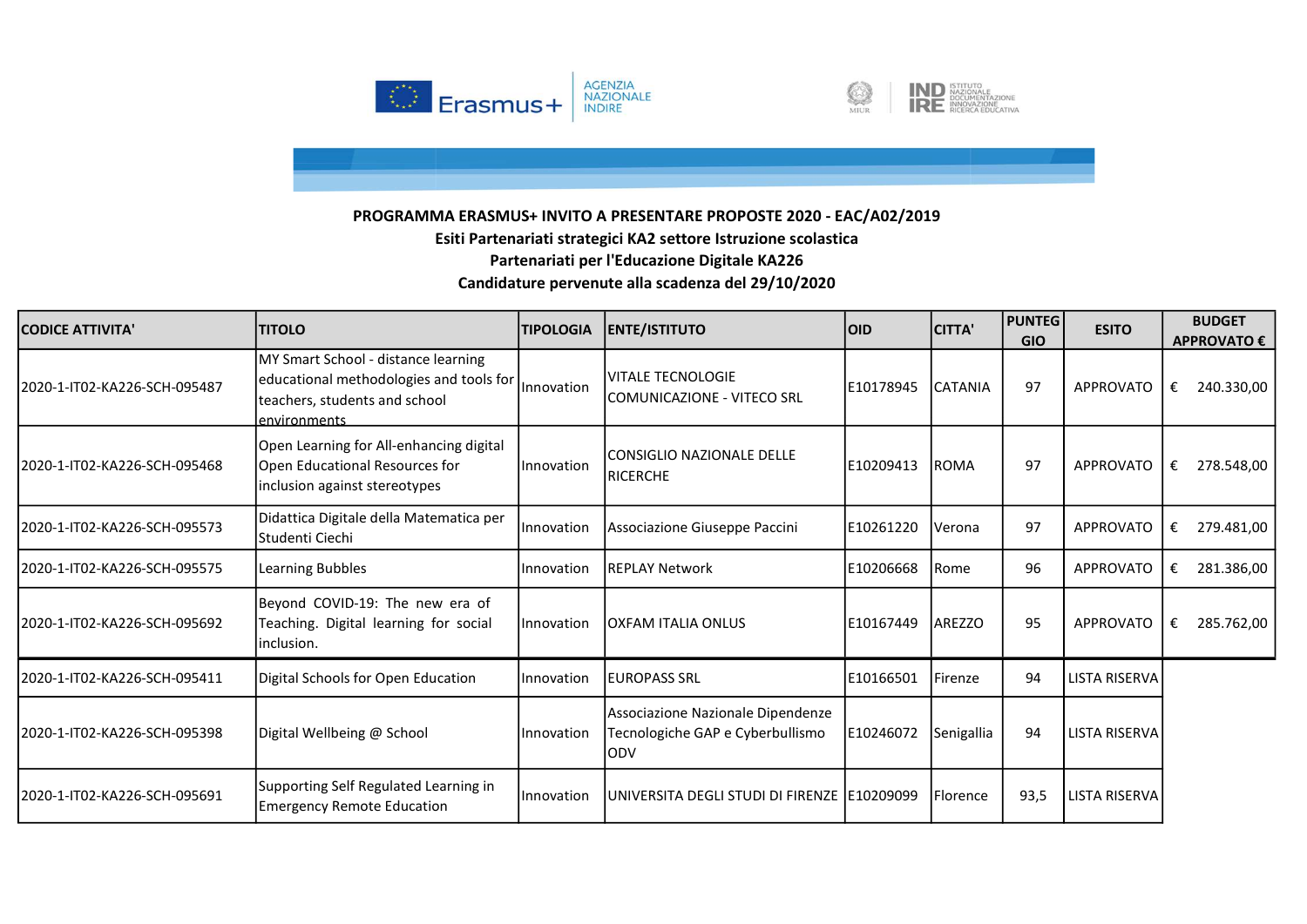**PROGRAMMA ERASMUS+ INVITO A PRESENTARE PROPOSTE 2020 - EAC/A02/2019**
**Esiti Partenariati strategici KA2 settore Istruzione scolastica**
**Partenariati per l'Educazione Digitale KA226**
**Candidature pervenute alla scadenza del 29/10/2020**

| CODICE ATTIVITA' | TITOLO | TIPOLOGIA | ENTE/ISTITUTO | OID | CITTA' | PUNTEGGIO | ESITO | BUDGET APPROVATO € |
|---|---|---|---|---|---|---|---|---|
| 2020-1-IT02-KA226-SCH-095487 | MY Smart School - distance learning educational methodologies and tools for teachers, students and school environments | Innovation | VITALE TECNOLOGIE COMUNICAZIONE - VITECO SRL | E10178945 | CATANIA | 97 | APPROVATO | € 240.330,00 |
| 2020-1-IT02-KA226-SCH-095468 | Open Learning for All-enhancing digital Open Educational Resources for inclusion against stereotypes | Innovation | CONSIGLIO NAZIONALE DELLE RICERCHE | E10209413 | ROMA | 97 | APPROVATO | € 278.548,00 |
| 2020-1-IT02-KA226-SCH-095573 | Didattica Digitale della Matematica per Studenti Ciechi | Innovation | Associazione Giuseppe Paccini | E10261220 | Verona | 97 | APPROVATO | € 279.481,00 |
| 2020-1-IT02-KA226-SCH-095575 | Learning Bubbles | Innovation | REPLAY Network | E10206668 | Rome | 96 | APPROVATO | € 281.386,00 |
| 2020-1-IT02-KA226-SCH-095692 | Beyond COVID-19: The new era of Teaching. Digital learning for social inclusion. | Innovation | OXFAM ITALIA ONLUS | E10167449 | AREZZO | 95 | APPROVATO | € 285.762,00 |
| 2020-1-IT02-KA226-SCH-095411 | Digital Schools for Open Education | Innovation | EUROPASS SRL | E10166501 | Firenze | 94 | LISTA RISERVA | |
| 2020-1-IT02-KA226-SCH-095398 | Digital Wellbeing @ School | Innovation | Associazione Nazionale Dipendenze Tecnologiche GAP e Cyberbullismo ODV | E10246072 | Senigallia | 94 | LISTA RISERVA | |
| 2020-1-IT02-KA226-SCH-095691 | Supporting Self Regulated Learning in Emergency Remote Education | Innovation | UNIVERSITA DEGLI STUDI DI FIRENZE | E10209099 | Florence | 93,5 | LISTA RISERVA | |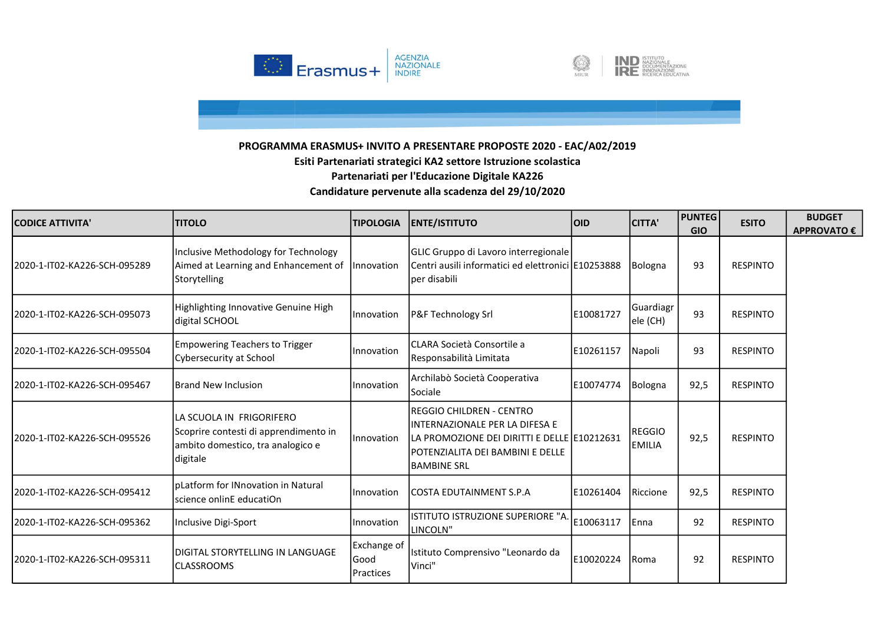**PROGRAMMA ERASMUS+ INVITO A PRESENTARE PROPOSTE 2020 - EAC/A02/2019**
**Esiti Partenariati strategici KA2 settore Istruzione scolastica**
**Partenariati per l'Educazione Digitale KA226**
**Candidature pervenute alla scadenza del 29/10/2020**

| CODICE ATTIVITA' | TITOLO | TIPOLOGIA | ENTE/ISTITUTO | OID | CITTA' | PUNTEGGIO | ESITO | BUDGET APPROVATO € |
|---|---|---|---|---|---|---|---|---|
| 2020-1-IT02-KA226-SCH-095289 | Inclusive Methodology for Technology Aimed at Learning and Enhancement of Storytelling | Innovation | GLIC Gruppo di Lavoro interregionale Centri ausili informatici ed elettronici per disabili | E10253888 | Bologna | 93 | RESPINTO | |
| 2020-1-IT02-KA226-SCH-095073 | Highlighting Innovative Genuine High digital SCHOOL | Innovation | P&F Technology Srl | E10081727 | Guardiagrele (CH) | 93 | RESPINTO | |
| 2020-1-IT02-KA226-SCH-095504 | Empowering Teachers to Trigger Cybersecurity at School | Innovation | CLARA Società Consortile a Responsabilità Limitata | E10261157 | Napoli | 93 | RESPINTO | |
| 2020-1-IT02-KA226-SCH-095467 | Brand New Inclusion | Innovation | Archilabò Società Cooperativa Sociale | E10074774 | Bologna | 92,5 | RESPINTO | |
| 2020-1-IT02-KA226-SCH-095526 | LA SCUOLA IN FRIGORIFERO Scoprire contesti di apprendimento in ambito domestico, tra analogico e digitale | Innovation | REGGIO CHILDREN - CENTRO INTERNAZIONALE PER LA DIFESA E LA PROMOZIONE DEI DIRITTI E DELLE POTENZIALITA DEI BAMBINI E DELLE BAMBINE SRL | E10212631 | REGGIO EMILIA | 92,5 | RESPINTO | |
| 2020-1-IT02-KA226-SCH-095412 | pLatform for INnovation in Natural science onlinE educatiOn | Innovation | COSTA EDUTAINMENT S.P.A | E10261404 | Riccione | 92,5 | RESPINTO | |
| 2020-1-IT02-KA226-SCH-095362 | Inclusive Digi-Sport | Innovation | ISTITUTO ISTRUZIONE SUPERIORE "A. LINCOLN" | E10063117 | Enna | 92 | RESPINTO | |
| 2020-1-IT02-KA226-SCH-095311 | DIGITAL STORYTELLING IN LANGUAGE CLASSROOMS | Exchange of Good Practices | Istituto Comprensivo "Leonardo da Vinci" | E10020224 | Roma | 92 | RESPINTO | |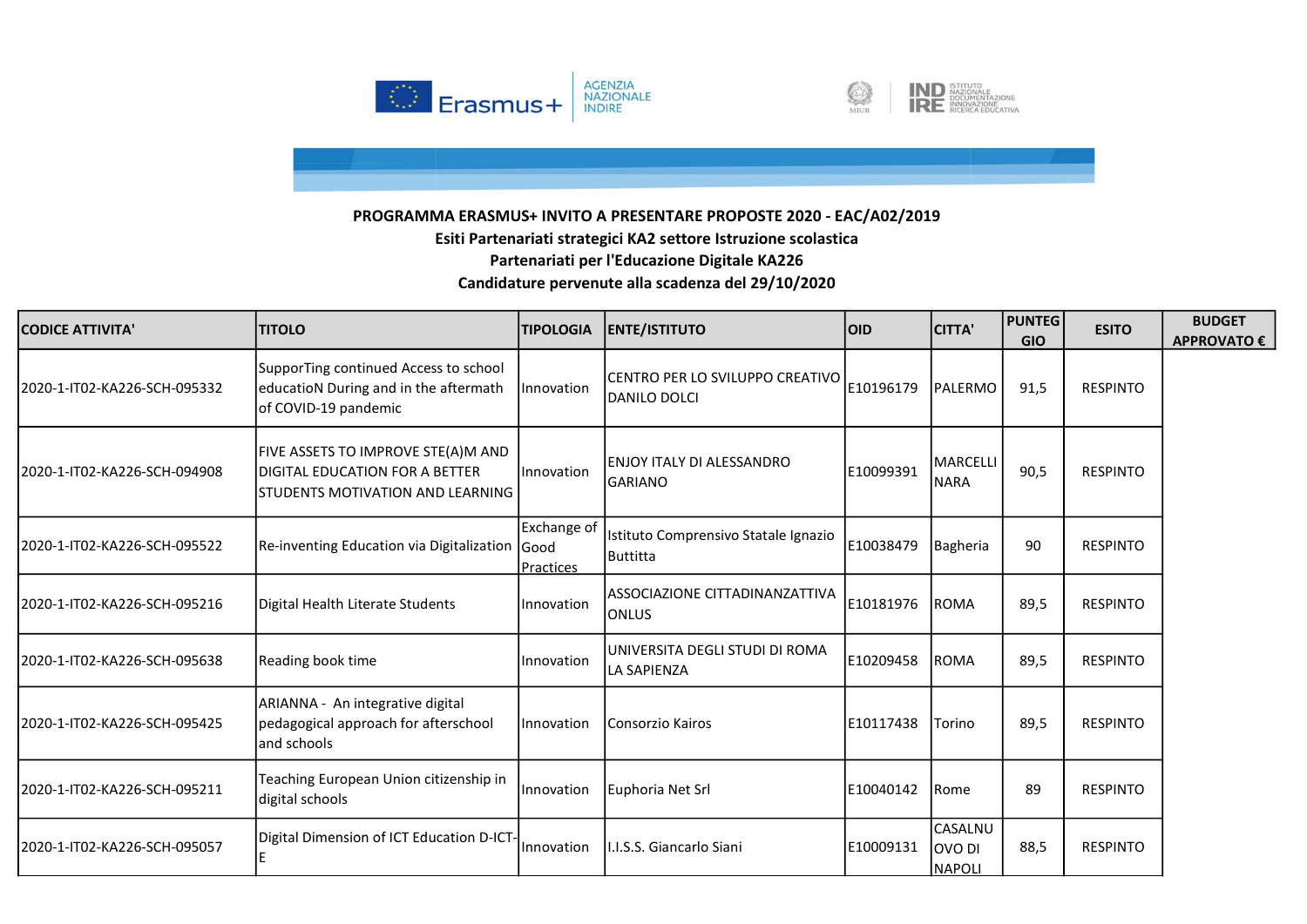**PROGRAMMA ERASMUS+ INVITO A PRESENTARE PROPOSTE 2020 - EAC/A02/2019**
**Esiti Partenariati strategici KA2 settore Istruzione scolastica**
**Partenariati per l'Educazione Digitale KA226**
**Candidature pervenute alla scadenza del 29/10/2020**

| CODICE ATTIVITA' | TITOLO | TIPOLOGIA | ENTE/ISTITUTO | OID | CITTA' | PUNTEGGIO | ESITO | BUDGET APPROVATO € |
|---|---|---|---|---|---|---|---|---|
| 2020-1-IT02-KA226-SCH-095332 | SupporTing continued Access to school educatioN During and in the aftermath of COVID-19 pandemic | Innovation | CENTRO PER LO SVILUPPO CREATIVO DANILO DOLCI | E10196179 | PALERMO | 91,5 | RESPINTO | |
| 2020-1-IT02-KA226-SCH-094908 | FIVE ASSETS TO IMPROVE STE(A)M AND DIGITAL EDUCATION FOR A BETTER STUDENTS MOTIVATION AND LEARNING | Innovation | ENJOY ITALY DI ALESSANDRO GARIANO | E10099391 | MARCELLINARA | 90,5 | RESPINTO | |
| 2020-1-IT02-KA226-SCH-095522 | Re-inventing Education via Digitalization | Exchange of Good Practices | Istituto Comprensivo Statale Ignazio Buttitta | E10038479 | Bagheria | 90 | RESPINTO | |
| 2020-1-IT02-KA226-SCH-095216 | Digital Health Literate Students | Innovation | ASSOCIAZIONE CITTADINANZATTIVA ONLUS | E10181976 | ROMA | 89,5 | RESPINTO | |
| 2020-1-IT02-KA226-SCH-095638 | Reading book time | Innovation | UNIVERSITA DEGLI STUDI DI ROMA LA SAPIENZA | E10209458 | ROMA | 89,5 | RESPINTO | |
| 2020-1-IT02-KA226-SCH-095425 | ARIANNA - An integrative digital pedagogical approach for afterschool and schools | Innovation | Consorzio Kairos | E10117438 | Torino | 89,5 | RESPINTO | |
| 2020-1-IT02-KA226-SCH-095211 | Teaching European Union citizenship in digital schools | Innovation | Euphoria Net Srl | E10040142 | Rome | 89 | RESPINTO | |
| 2020-1-IT02-KA226-SCH-095057 | Digital Dimension of ICT Education D-ICT-E | Innovation | I.I.S.S. Giancarlo Siani | E10009131 | CASALNUOVO DI NAPOLI | 88,5 | RESPINTO | |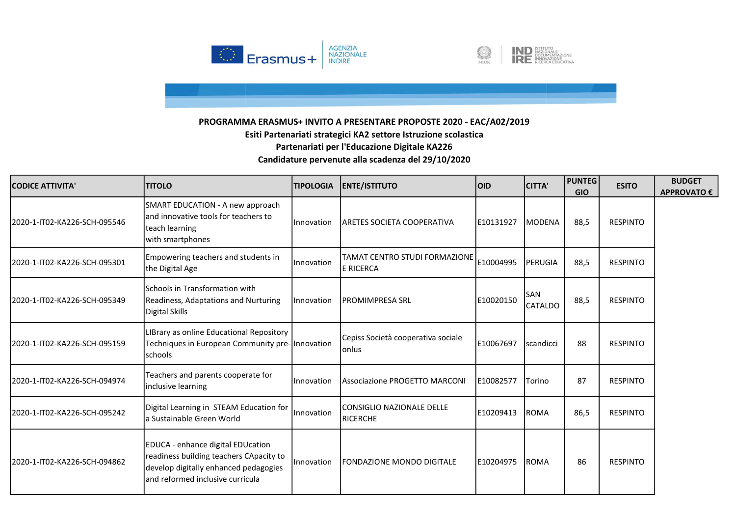**PROGRAMMA ERASMUS+ INVITO A PRESENTARE PROPOSTE 2020 - EAC/A02/2019**
**Esiti Partenariati strategici KA2 settore Istruzione scolastica**
**Partenariati per l'Educazione Digitale KA226**
**Candidature pervenute alla scadenza del 29/10/2020**

| CODICE ATTIVITA' | TITOLO | TIPOLOGIA | ENTE/ISTITUTO | OID | CITTA' | PUNTEGGIO | ESITO | BUDGET APPROVATO € |
|---|---|---|---|---|---|---|---|---|
| 2020-1-IT02-KA226-SCH-095546 | SMART EDUCATION - A new approach and innovative tools for teachers to teach learning with smartphones | Innovation | ARETES SOCIETA COOPERATIVA | E10131927 | MODENA | 88,5 | RESPINTO | |
| 2020-1-IT02-KA226-SCH-095301 | Empowering teachers and students in the Digital Age | Innovation | TAMAT CENTRO STUDI FORMAZIONE E RICERCA | E10004995 | PERUGIA | 88,5 | RESPINTO | |
| 2020-1-IT02-KA226-SCH-095349 | Schools in Transformation with Readiness, Adaptations and Nurturing Digital Skills | Innovation | PROMIMPRESA SRL | E10020150 | SAN CATALDO | 88,5 | RESPINTO | |
| 2020-1-IT02-KA226-SCH-095159 | LIBrary as online Educational Repository Techniques in European Community pre-schools | Innovation | Cepiss Società cooperativa sociale onlus | E10067697 | scandicci | 88 | RESPINTO | |
| 2020-1-IT02-KA226-SCH-094974 | Teachers and parents cooperate for inclusive learning | Innovation | Associazione PROGETTO MARCONI | E10082577 | Torino | 87 | RESPINTO | |
| 2020-1-IT02-KA226-SCH-095242 | Digital Learning in STEAM Education for a Sustainable Green World | Innovation | CONSIGLIO NAZIONALE DELLE RICERCHE | E10209413 | ROMA | 86,5 | RESPINTO | |
| 2020-1-IT02-KA226-SCH-094862 | EDUCA - enhance digital EDUcation readiness building teachers CApacity to develop digitally enhanced pedagogies and reformed inclusive curricula | Innovation | FONDAZIONE MONDO DIGITALE | E10204975 | ROMA | 86 | RESPINTO | |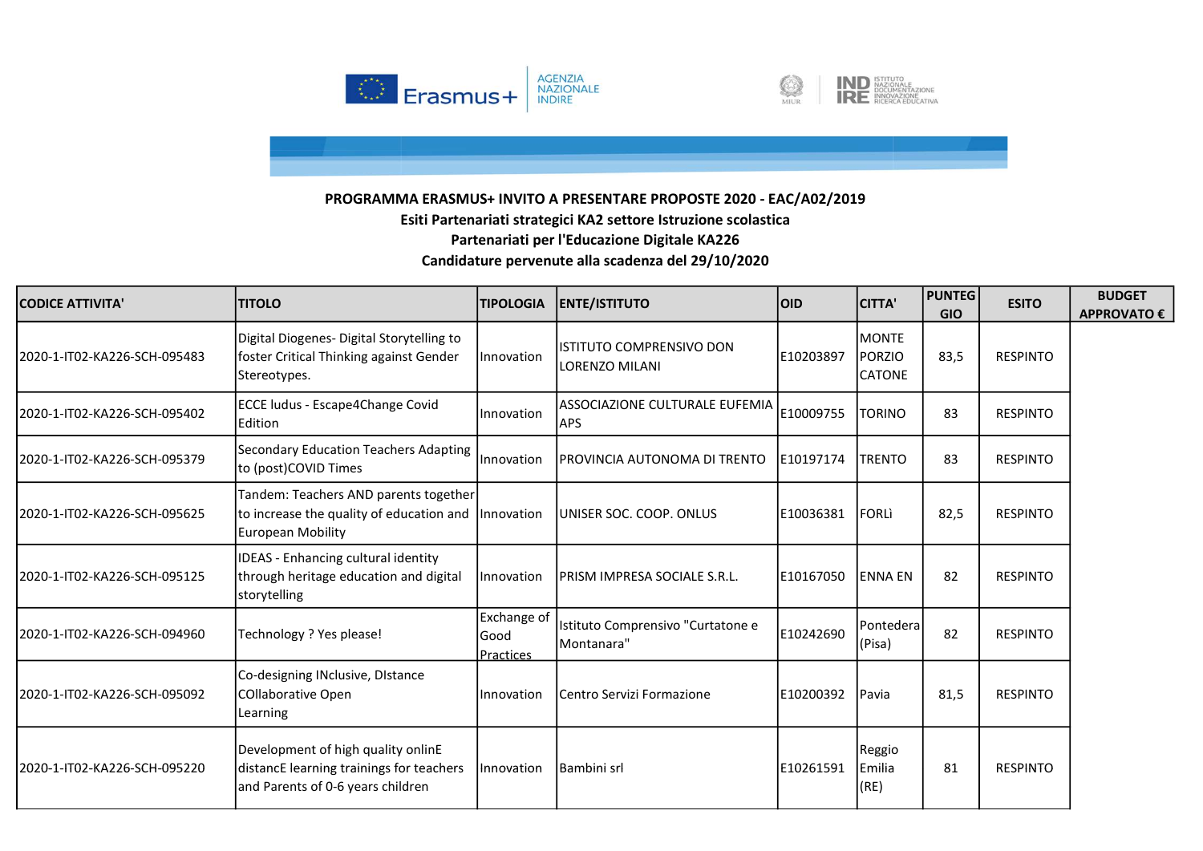**PROGRAMMA ERASMUS+ INVITO A PRESENTARE PROPOSTE 2020 - EAC/A02/2019**
**Esiti Partenariati strategici KA2 settore Istruzione scolastica**
**Partenariati per l'Educazione Digitale KA226**
**Candidature pervenute alla scadenza del 29/10/2020**

| CODICE ATTIVITA' | TITOLO | TIPOLOGIA | ENTE/ISTITUTO | OID | CITTA' | PUNTEGGIO | ESITO | BUDGET APPROVATO € |
|---|---|---|---|---|---|---|---|---|
| 2020-1-IT02-KA226-SCH-095483 | Digital Diogenes- Digital Storytelling to foster Critical Thinking against Gender Stereotypes. | Innovation | ISTITUTO COMPRENSIVO DON LORENZO MILANI | E10203897 | MONTE PORZIO CATONE | 83,5 | RESPINTO | |
| 2020-1-IT02-KA226-SCH-095402 | ECCE ludus - Escape4Change Covid Edition | Innovation | ASSOCIAZIONE CULTURALE EUFEMIA APS | E10009755 | TORINO | 83 | RESPINTO | |
| 2020-1-IT02-KA226-SCH-095379 | Secondary Education Teachers Adapting to (post)COVID Times | Innovation | PROVINCIA AUTONOMA DI TRENTO | E10197174 | TRENTO | 83 | RESPINTO | |
| 2020-1-IT02-KA226-SCH-095625 | Tandem: Teachers AND parents together to increase the quality of education and European Mobility | Innovation | UNISER SOC. COOP. ONLUS | E10036381 | FORLì | 82,5 | RESPINTO | |
| 2020-1-IT02-KA226-SCH-095125 | IDEAS - Enhancing cultural identity through heritage education and digital storytelling | Innovation | PRISM IMPRESA SOCIALE S.R.L. | E10167050 | ENNA EN | 82 | RESPINTO | |
| 2020-1-IT02-KA226-SCH-094960 | Technology ? Yes please! | Exchange of Good Practices | Istituto Comprensivo "Curtatone e Montanara" | E10242690 | Pontedera (Pisa) | 82 | RESPINTO | |
| 2020-1-IT02-KA226-SCH-095092 | Co-designing INclusive, DIstance COllaborative Open Learning | Innovation | Centro Servizi Formazione | E10200392 | Pavia | 81,5 | RESPINTO | |
| 2020-1-IT02-KA226-SCH-095220 | Development of high quality onlinE distancE learning trainings for teachers and Parents of 0-6 years children | Innovation | Bambini srl | E10261591 | Reggio Emilia (RE) | 81 | RESPINTO | |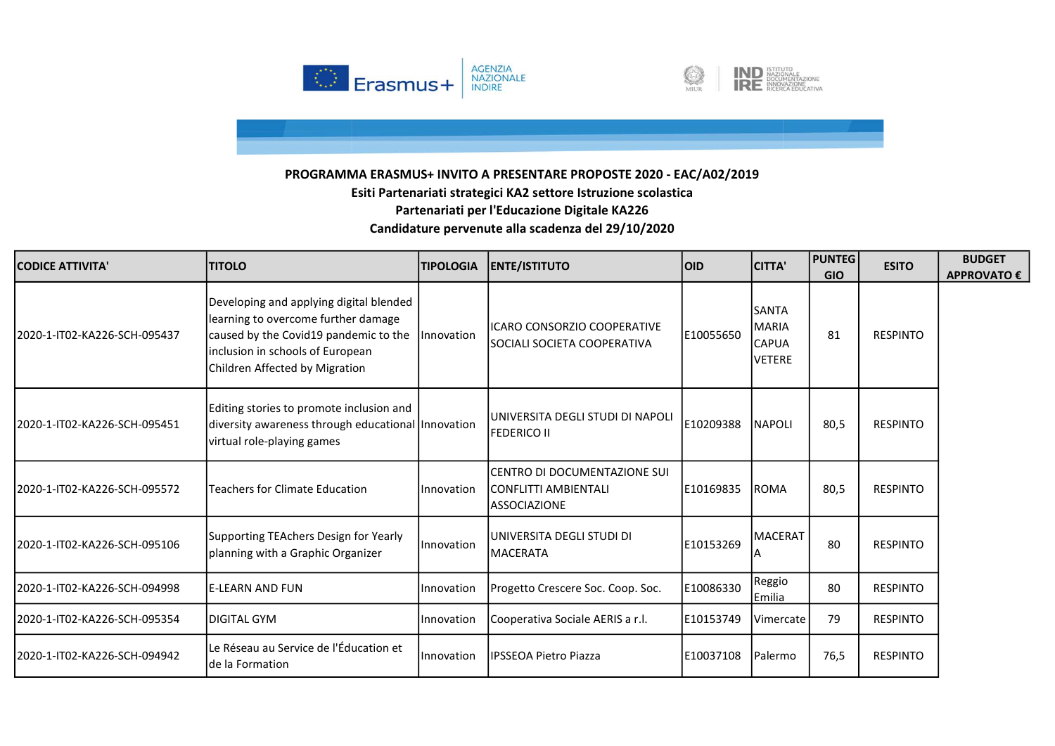**PROGRAMMA ERASMUS+ INVITO A PRESENTARE PROPOSTE 2020 - EAC/A02/2019**
**Esiti Partenariati strategici KA2 settore Istruzione scolastica**
**Partenariati per l'Educazione Digitale KA226**
**Candidature pervenute alla scadenza del 29/10/2020**

| CODICE ATTIVITA' | TITOLO | TIPOLOGIA | ENTE/ISTITUTO | OID | CITTA' | PUNTEGGIO | ESITO | BUDGET APPROVATO € |
|---|---|---|---|---|---|---|---|---|
| 2020-1-IT02-KA226-SCH-095437 | Developing and applying digital blended learning to overcome further damage caused by the Covid19 pandemic to the inclusion in schools of European Children Affected by Migration | Innovation | ICARO CONSORZIO COOPERATIVE SOCIALI SOCIETA COOPERATIVA | E10055650 | SANTA MARIA CAPUA VETERE | 81 | RESPINTO | |
| 2020-1-IT02-KA226-SCH-095451 | Editing stories to promote inclusion and diversity awareness through educational virtual role-playing games | Innovation | UNIVERSITA DEGLI STUDI DI NAPOLI FEDERICO II | E10209388 | NAPOLI | 80,5 | RESPINTO | |
| 2020-1-IT02-KA226-SCH-095572 | Teachers for Climate Education | Innovation | CENTRO DI DOCUMENTAZIONE SUI CONFLITTI AMBIENTALI ASSOCIAZIONE | E10169835 | ROMA | 80,5 | RESPINTO | |
| 2020-1-IT02-KA226-SCH-095106 | Supporting TEAchers Design for Yearly planning with a Graphic Organizer | Innovation | UNIVERSITA DEGLI STUDI DI MACERATA | E10153269 | MACERATA | 80 | RESPINTO | |
| 2020-1-IT02-KA226-SCH-094998 | E-LEARN AND FUN | Innovation | Progetto Crescere Soc. Coop. Soc. | E10086330 | Reggio Emilia | 80 | RESPINTO | |
| 2020-1-IT02-KA226-SCH-095354 | DIGITAL GYM | Innovation | Cooperativa Sociale AERIS a r.l. | E10153749 | Vimercate | 79 | RESPINTO | |
| 2020-1-IT02-KA226-SCH-094942 | Le Réseau au Service de l'Éducation et de la Formation | Innovation | IPSSEOA Pietro Piazza | E10037108 | Palermo | 76,5 | RESPINTO | |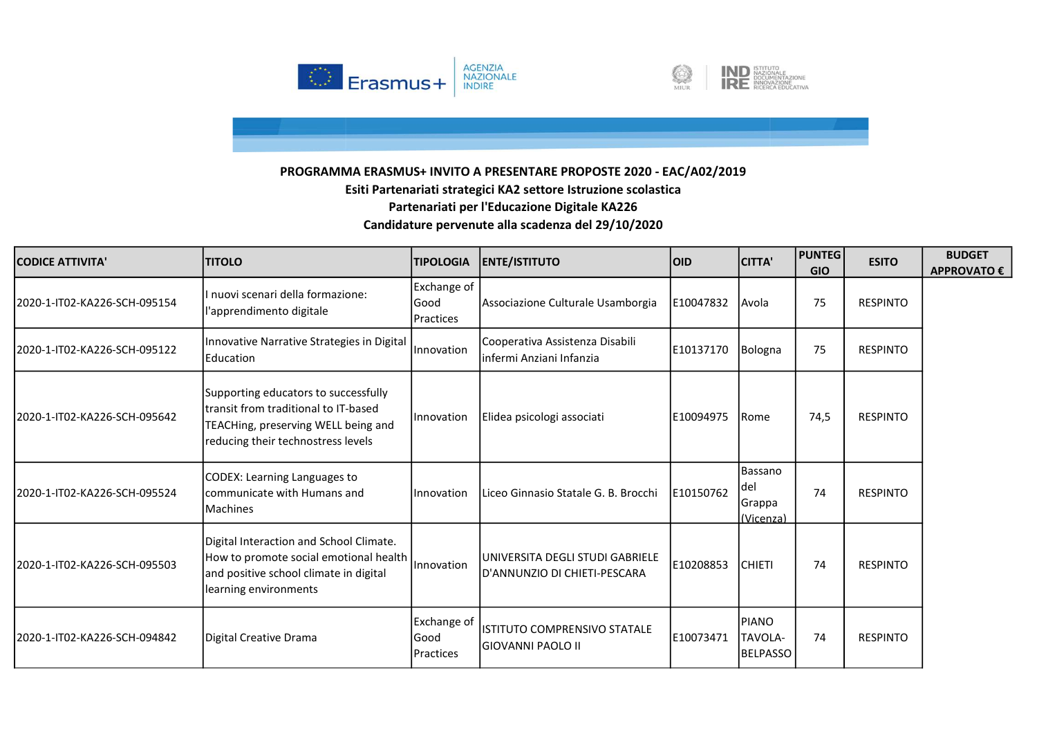**PROGRAMMA ERASMUS+ INVITO A PRESENTARE PROPOSTE 2020 - EAC/A02/2019**
**Esiti Partenariati strategici KA2 settore Istruzione scolastica**
**Partenariati per l'Educazione Digitale KA226**
**Candidature pervenute alla scadenza del 29/10/2020**

| CODICE ATTIVITA' | TITOLO | TIPOLOGIA | ENTE/ISTITUTO | OID | CITTA' | PUNTEGGIO | ESITO | BUDGET APPROVATO € |
|---|---|---|---|---|---|---|---|---|
| 2020-1-IT02-KA226-SCH-095154 | I nuovi scenari della formazione: l'apprendimento digitale | Exchange of Good Practices | Associazione Culturale Usamborgia | E10047832 | Avola | 75 | RESPINTO | |
| 2020-1-IT02-KA226-SCH-095122 | Innovative Narrative Strategies in Digital Education | Innovation | Cooperativa Assistenza Disabili infermi Anziani Infanzia | E10137170 | Bologna | 75 | RESPINTO | |
| 2020-1-IT02-KA226-SCH-095642 | Supporting educators to successfully transit from traditional to IT-based TEACHing, preserving WELL being and reducing their technostress levels | Innovation | Elidea psicologi associati | E10094975 | Rome | 74,5 | RESPINTO | |
| 2020-1-IT02-KA226-SCH-095524 | CODEX: Learning Languages to communicate with Humans and Machines | Innovation | Liceo Ginnasio Statale G. B. Brocchi | E10150762 | Bassano del Grappa (Vicenza) | 74 | RESPINTO | |
| 2020-1-IT02-KA226-SCH-095503 | Digital Interaction and School Climate. How to promote social emotional health and positive school climate in digital learning environments | Innovation | UNIVERSITA DEGLI STUDI GABRIELE D'ANNUNZIO DI CHIETI-PESCARA | E10208853 | CHIETI | 74 | RESPINTO | |
| 2020-1-IT02-KA226-SCH-094842 | Digital Creative Drama | Exchange of Good Practices | ISTITUTO COMPRENSIVO STATALE GIOVANNI PAOLO II | E10073471 | PIANO TAVOLA-BELPASSO | 74 | RESPINTO | |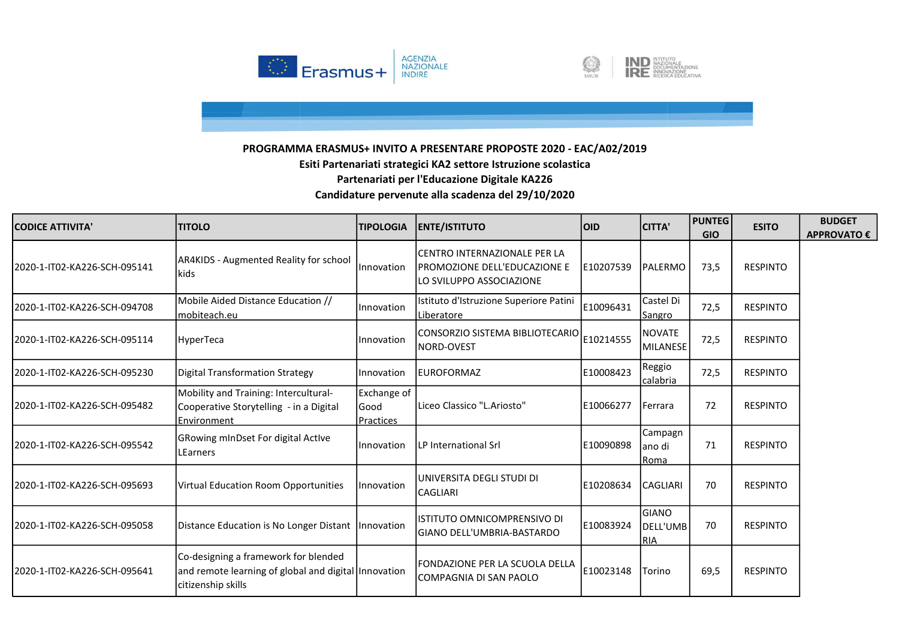**PROGRAMMA ERASMUS+ INVITO A PRESENTARE PROPOSTE 2020 - EAC/A02/2019**
**Esiti Partenariati strategici KA2 settore Istruzione scolastica**
**Partenariati per l'Educazione Digitale KA226**
**Candidature pervenute alla scadenza del 29/10/2020**

| CODICE ATTIVITA' | TITOLO | TIPOLOGIA | ENTE/ISTITUTO | OID | CITTA' | PUNTEGGIO | ESITO | BUDGET APPROVATO € |
|---|---|---|---|---|---|---|---|---|
| 2020-1-IT02-KA226-SCH-095141 | AR4KIDS - Augmented Reality for school kids | Innovation | CENTRO INTERNAZIONALE PER LA PROMOZIONE DELL'EDUCAZIONE E LO SVILUPPO ASSOCIAZIONE | E10207539 | PALERMO | 73,5 | RESPINTO | |
| 2020-1-IT02-KA226-SCH-094708 | Mobile Aided Distance Education // mobiteach.eu | Innovation | Istituto d'Istruzione Superiore Patini Liberatore | E10096431 | Castel Di Sangro | 72,5 | RESPINTO | |
| 2020-1-IT02-KA226-SCH-095114 | HyperTeca | Innovation | CONSORZIO SISTEMA BIBLIOTECARIO NORD-OVEST | E10214555 | NOVATE MILANESE | 72,5 | RESPINTO | |
| 2020-1-IT02-KA226-SCH-095230 | Digital Transformation Strategy | Innovation | EUROFORMAZ | E10008423 | Reggio calabria | 72,5 | RESPINTO | |
| 2020-1-IT02-KA226-SCH-095482 | Mobility and Training: Intercultural-Cooperative Storytelling - in a Digital Environment | Exchange of Good Practices | Liceo Classico "L.Ariosto" | E10066277 | Ferrara | 72 | RESPINTO | |
| 2020-1-IT02-KA226-SCH-095542 | GRowing mInDset For digital ActIve LEarners | Innovation | LP International Srl | E10090898 | Campagnano di Roma | 71 | RESPINTO | |
| 2020-1-IT02-KA226-SCH-095693 | Virtual Education Room Opportunities | Innovation | UNIVERSITA DEGLI STUDI DI CAGLIARI | E10208634 | CAGLIARI | 70 | RESPINTO | |
| 2020-1-IT02-KA226-SCH-095058 | Distance Education is No Longer Distant | Innovation | ISTITUTO OMNICOMPRENSIVO DI GIANO DELL'UMBRIA-BASTARDO | E10083924 | GIANO DELL'UMBRIA | 70 | RESPINTO | |
| 2020-1-IT02-KA226-SCH-095641 | Co-designing a framework for blended and remote learning of global and digital citizenship skills | Innovation | FONDAZIONE PER LA SCUOLA DELLA COMPAGNIA DI SAN PAOLO | E10023148 | Torino | 69,5 | RESPINTO | |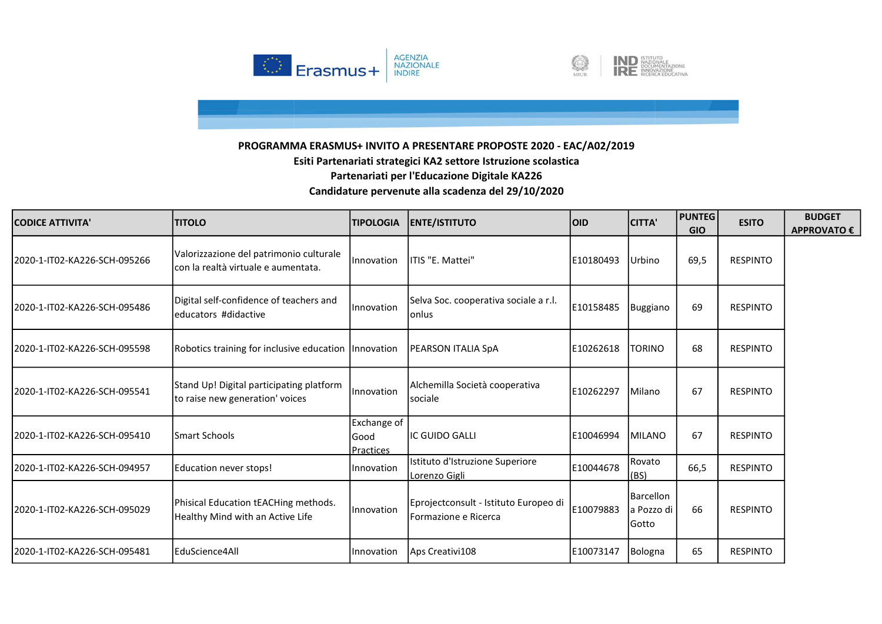**PROGRAMMA ERASMUS+ INVITO A PRESENTARE PROPOSTE 2020 - EAC/A02/2019**
**Esiti Partenariati strategici KA2 settore Istruzione scolastica**
**Partenariati per l'Educazione Digitale KA226**
**Candidature pervenute alla scadenza del 29/10/2020**

| CODICE ATTIVITA' | TITOLO | TIPOLOGIA | ENTE/ISTITUTO | OID | CITTA' | PUNTEGGIO | ESITO | BUDGET APPROVATO € |
|---|---|---|---|---|---|---|---|---|
| 2020-1-IT02-KA226-SCH-095266 | Valorizzazione del patrimonio culturale con la realtà virtuale e aumentata. | Innovation | ITIS "E. Mattei" | E10180493 | Urbino | 69,5 | RESPINTO | |
| 2020-1-IT02-KA226-SCH-095486 | Digital self-confidence of teachers and educators #didactive | Innovation | Selva Soc. cooperativa sociale a r.l. onlus | E10158485 | Buggiano | 69 | RESPINTO | |
| 2020-1-IT02-KA226-SCH-095598 | Robotics training for inclusive education | Innovation | PEARSON ITALIA SpA | E10262618 | TORINO | 68 | RESPINTO | |
| 2020-1-IT02-KA226-SCH-095541 | Stand Up! Digital participating platform to raise new generation' voices | Innovation | Alchemilla Società cooperativa sociale | E10262297 | Milano | 67 | RESPINTO | |
| 2020-1-IT02-KA226-SCH-095410 | Smart Schools | Exchange of Good Practices | IC GUIDO GALLI | E10046994 | MILANO | 67 | RESPINTO | |
| 2020-1-IT02-KA226-SCH-094957 | Education never stops! | Innovation | Istituto d'Istruzione Superiore Lorenzo Gigli | E10044678 | Rovato (BS) | 66,5 | RESPINTO | |
| 2020-1-IT02-KA226-SCH-095029 | Phisical Education tEACHing methods. Healthy Mind with an Active Life | Innovation | Eprojectconsult - Istituto Europeo di Formazione e Ricerca | E10079883 | Barcellona Pozzo di Gotto | 66 | RESPINTO | |
| 2020-1-IT02-KA226-SCH-095481 | EduScience4All | Innovation | Aps Creativi108 | E10073147 | Bologna | 65 | RESPINTO | |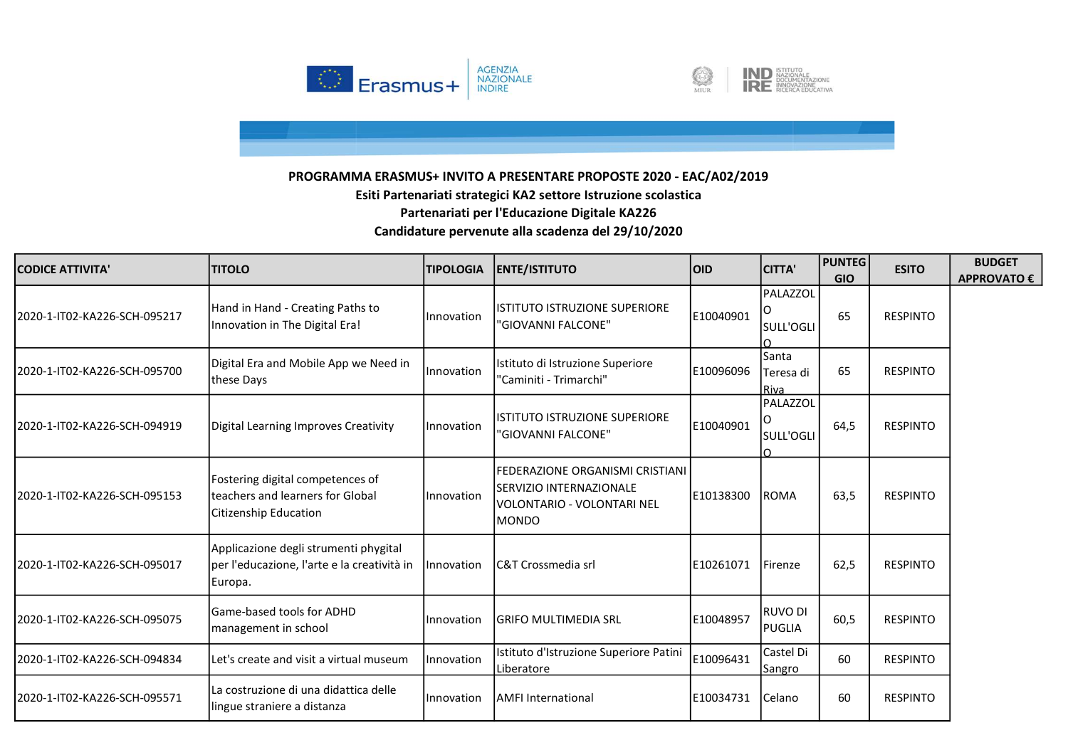**PROGRAMMA ERASMUS+ INVITO A PRESENTARE PROPOSTE 2020 - EAC/A02/2019**
**Esiti Partenariati strategici KA2 settore Istruzione scolastica**
**Partenariati per l'Educazione Digitale KA226**
**Candidature pervenute alla scadenza del 29/10/2020**

| CODICE ATTIVITA' | TITOLO | TIPOLOGIA | ENTE/ISTITUTO | OID | CITTA' | PUNTEGGIO | ESITO | BUDGET APPROVATO € |
|---|---|---|---|---|---|---|---|---|
| 2020-1-IT02-KA226-SCH-095217 | Hand in Hand - Creating Paths to Innovation in The Digital Era! | Innovation | ISTITUTO ISTRUZIONE SUPERIORE "GIOVANNI FALCONE" | E10040901 | PALAZZOLO SULL'OGLIO | 65 | RESPINTO | |
| 2020-1-IT02-KA226-SCH-095700 | Digital Era and Mobile App we Need in these Days | Innovation | Istituto di Istruzione Superiore "Caminiti - Trimarchi" | E10096096 | Santa Teresa di Riva | 65 | RESPINTO | |
| 2020-1-IT02-KA226-SCH-094919 | Digital Learning Improves Creativity | Innovation | ISTITUTO ISTRUZIONE SUPERIORE "GIOVANNI FALCONE" | E10040901 | PALAZZOLO SULL'OGLIO | 64,5 | RESPINTO | |
| 2020-1-IT02-KA226-SCH-095153 | Fostering digital competences of teachers and learners for Global Citizenship Education | Innovation | FEDERAZIONE ORGANISMI CRISTIANI SERVIZIO INTERNAZIONALE VOLONTARIO - VOLONTARI NEL MONDO | E10138300 | ROMA | 63,5 | RESPINTO | |
| 2020-1-IT02-KA226-SCH-095017 | Applicazione degli strumenti phygital per l'educazione, l'arte e la creatività in Europa. | Innovation | C&T Crossmedia srl | E10261071 | Firenze | 62,5 | RESPINTO | |
| 2020-1-IT02-KA226-SCH-095075 | Game-based tools for ADHD management in school | Innovation | GRIFO MULTIMEDIA SRL | E10048957 | RUVO DI PUGLIA | 60,5 | RESPINTO | |
| 2020-1-IT02-KA226-SCH-094834 | Let's create and visit a virtual museum | Innovation | Istituto d'Istruzione Superiore Patini Liberatore | E10096431 | Castel Di Sangro | 60 | RESPINTO | |
| 2020-1-IT02-KA226-SCH-095571 | La costruzione di una didattica delle lingue straniere a distanza | Innovation | AMFI International | E10034731 | Celano | 60 | RESPINTO | |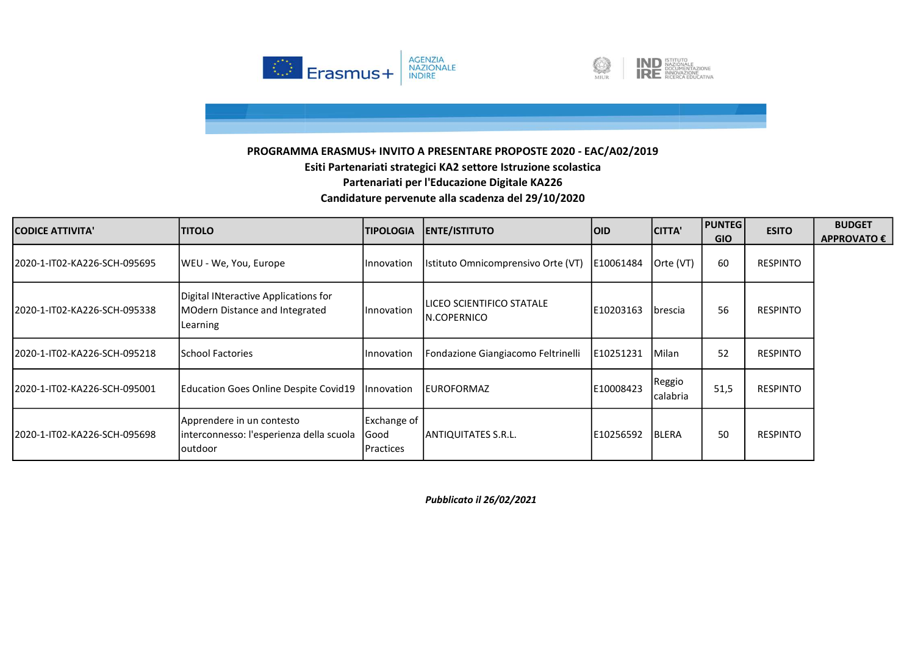**PROGRAMMA ERASMUS+ INVITO A PRESENTARE PROPOSTE 2020 - EAC/A02/2019**

**Esiti Partenariati strategici KA2 settore Istruzione scolastica**

**Partenariati per l'Educazione Digitale KA226**

**Candidature pervenute alla scadenza del 29/10/2020**

| CODICE ATTIVITA' | TITOLO | TIPOLOGIA | ENTE/ISTITUTO | OID | CITTA' | PUNTEGGIO | ESITO | BUDGET APPROVATO € |
|---|---|---|---|---|---|---|---|---|
| 2020-1-IT02-KA226-SCH-095695 | WEU - We, You, Europe | Innovation | Istituto Omnicomprensivo Orte (VT) | E10061484 | Orte (VT) | 60 | RESPINTO | |
| 2020-1-IT02-KA226-SCH-095338 | Digital INteractive Applications for MOdern Distance and Integrated Learning | Innovation | LICEO SCIENTIFICO STATALE N.COPERNICO | E10203163 | brescia | 56 | RESPINTO | |
| 2020-1-IT02-KA226-SCH-095218 | School Factories | Innovation | Fondazione Giangiacomo Feltrinelli | E10251231 | Milan | 52 | RESPINTO | |
| 2020-1-IT02-KA226-SCH-095001 | Education Goes Online Despite Covid19 | Innovation | EUROFORMAZ | E10008423 | Reggio calabria | 51,5 | RESPINTO | |
| 2020-1-IT02-KA226-SCH-095698 | Apprendere in un contesto interconnesso: l'esperienza della scuola outdoor | Exchange of Good Practices | ANTIQUITATES S.R.L. | E10256592 | BLERA | 50 | RESPINTO | |

*Pubblicato il 26/02/2021*